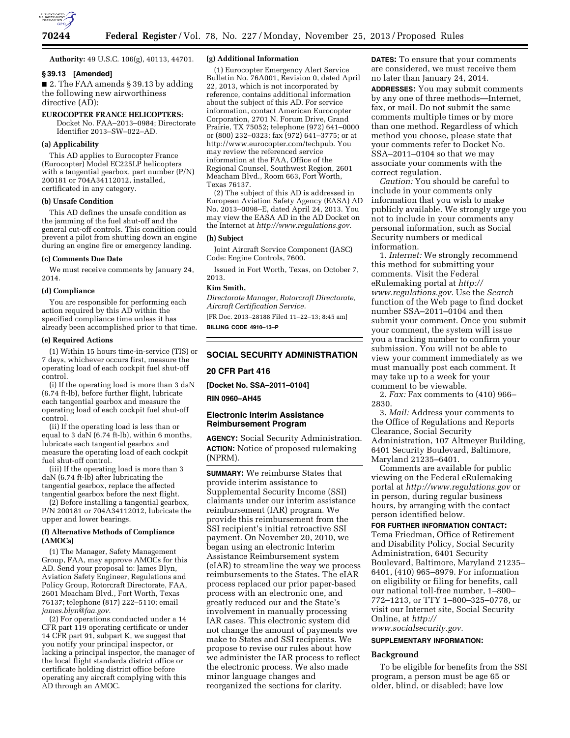**Authority:** 49 U.S.C. 106(g), 40113, 44701.

### § 39.13 [Amended]

■ 2. The FAA amends § 39.13 by adding the following new airworthiness directive (AD):

**EUROCOPTER FRANCE HELICOPTERS:** Docket No. FAA–2013–0984; Directorate Identifier 2013–SW–022–AD.

#### (a) Applicability

This AD applies to Eurocopter France (Eurocopter) Model EC225LP helicopters with a tangential gearbox, part number (P/N) 200181 or 704A34112012, installed, certificated in any category.

#### (b) Unsafe Condition

This AD defines the unsafe condition as the jamming of the fuel shut-off and the general cut-off controls. This condition could prevent a pilot from shutting down an engine during an engine fire or emergency landing.

#### (c) Comments Due Date

We must receive comments by January 24, 2014.

#### (d) Compliance

You are responsible for performing each action required by this AD within the specified compliance time unless it has already been accomplished prior to that time.

#### (e) Required Actions

(1) Within 15 hours time-in-service (TIS) or 7 days, whichever occurs first, measure the operating load of each cockpit fuel shut-off control.

(i) If the operating load is more than 3 daN (6.74 ft-lb), before further flight, lubricate each tangential gearbox and measure the operating load of each cockpit fuel shut-off control.

(ii) If the operating load is less than or equal to 3 daN (6.74 ft-lb), within 6 months, lubricate each tangential gearbox and measure the operating load of each cockpit fuel shut-off control.

(iii) If the operating load is more than 3 daN (6.74 ft-lb) after lubricating the tangential gearbox, replace the affected tangential gearbox before the next flight.

(2) Before installing a tangential gearbox, P/N 200181 or 704A34112012, lubricate the upper and lower bearings.

#### (f) Alternative Methods of Compliance (AMOCs)

(1) The Manager, Safety Management Group, FAA, may approve AMOCs for this AD. Send your proposal to: James Blyn, Aviation Safety Engineer, Regulations and Policy Group, Rotorcraft Directorate, FAA, 2601 Meacham Blvd., Fort Worth, Texas 76137; telephone (817) 222–5110; email *james.blyn@faa.gov.*

(2) For operations conducted under a 14 CFR part 119 operating certificate or under 14 CFR part 91, subpart K, we suggest that you notify your principal inspector, or lacking a principal inspector, the manager of the local flight standards district office or certificate holding district office before operating any aircraft complying with this AD through an AMOC.

#### (g) Additional Information

(1) Eurocopter Emergency Alert Service Bulletin No. 76A001, Revision 0, dated April 22, 2013, which is not incorporated by reference, contains additional information about the subject of this AD. For service information, contact American Eurocopter Corporation, 2701 N. Forum Drive, Grand Prairie, TX 75052; telephone (972) 641–0000 or (800) 232–0323; fax (972) 641–3775; or at http://www.eurocopter.com/techpub. You may review the referenced service information at the FAA, Office of the Regional Counsel, Southwest Region, 2601 Meacham Blvd., Room 663, Fort Worth, Texas 76137.

(2) The subject of this AD is addressed in European Aviation Safety Agency (EASA) AD No. 2013–0098–E, dated April 24, 2013. You may view the EASA AD in the AD Docket on the Internet at *http://www.regulations.gov.*

#### (h) Subject

Joint Aircraft Service Component (JASC) Code: Engine Controls, 7600.

Issued in Fort Worth, Texas, on October 7, 2013.

**Kim Smith,**

*Directorate Manager, Rotorcraft Directorate, Aircraft Certification Service.*

[FR Doc. 2013–28188 Filed 11–22–13; 8:45 am]

**BILLING CODE 4910–13–P**

---

## SOCIAL SECURITY ADMINISTRATION

## 20 CFR Part 416

**[Docket No. SSA–2011–0104]**

**RIN 0960–AH45**

## Electronic Interim Assistance Reimbursement Program

**AGENCY:** Social Security Administration.

**ACTION:** Notice of proposed rulemaking (NPRM).

**SUMMARY:** We reimburse States that provide interim assistance to Supplemental Security Income (SSI) claimants under our interim assistance reimbursement (IAR) program. We provide this reimbursement from the SSI recipient's initial retroactive SSI payment. On November 20, 2010, we began using an electronic Interim Assistance Reimbursement system (eIAR) to streamline the way we process reimbursements to the States. The eIAR process replaced our prior paper-based process with an electronic one, and greatly reduced our and the State's involvement in manually processing IAR cases. This electronic system did not change the amount of payments we make to States and SSI recipients. We propose to revise our rules about how we administer the IAR process to reflect the electronic process. We also made minor language changes and reorganized the sections for clarity.

**DATES:** To ensure that your comments are considered, we must receive them no later than January 24, 2014.

**ADDRESSES:** You may submit comments by any one of three methods—Internet, fax, or mail. Do not submit the same comments multiple times or by more than one method. Regardless of which method you choose, please state that your comments refer to Docket No. SSA–2011–0104 so that we may associate your comments with the correct regulation.

*Caution:* You should be careful to include in your comments only information that you wish to make publicly available. We strongly urge you not to include in your comments any personal information, such as Social Security numbers or medical information.

1. *Internet:* We strongly recommend this method for submitting your comments. Visit the Federal eRulemaking portal at *http://www.regulations.gov.* Use the *Search* function of the Web page to find docket number SSA–2011–0104 and then submit your comment. Once you submit your comment, the system will issue you a tracking number to confirm your submission. You will not be able to view your comment immediately as we must manually post each comment. It may take up to a week for your comment to be viewable.

2. *Fax:* Fax comments to (410) 966–2830.

3. *Mail:* Address your comments to the Office of Regulations and Reports Clearance, Social Security Administration, 107 Altmeyer Building, 6401 Security Boulevard, Baltimore, Maryland 21235–6401.

Comments are available for public viewing on the Federal eRulemaking portal at *http://www.regulations.gov* or in person, during regular business hours, by arranging with the contact person identified below.

**FOR FURTHER INFORMATION CONTACT:** Tema Friedman, Office of Retirement and Disability Policy, Social Security Administration, 6401 Security Boulevard, Baltimore, Maryland 21235–6401, (410) 965–8979. For information on eligibility or filing for benefits, call our national toll-free number, 1–800–772–1213, or TTY 1–800–325–0778, or visit our Internet site, Social Security Online, at *http://www.socialsecurity.gov.*

**SUPPLEMENTARY INFORMATION:**

### Background

To be eligible for benefits from the SSI program, a person must be age 65 or older, blind, or disabled; have low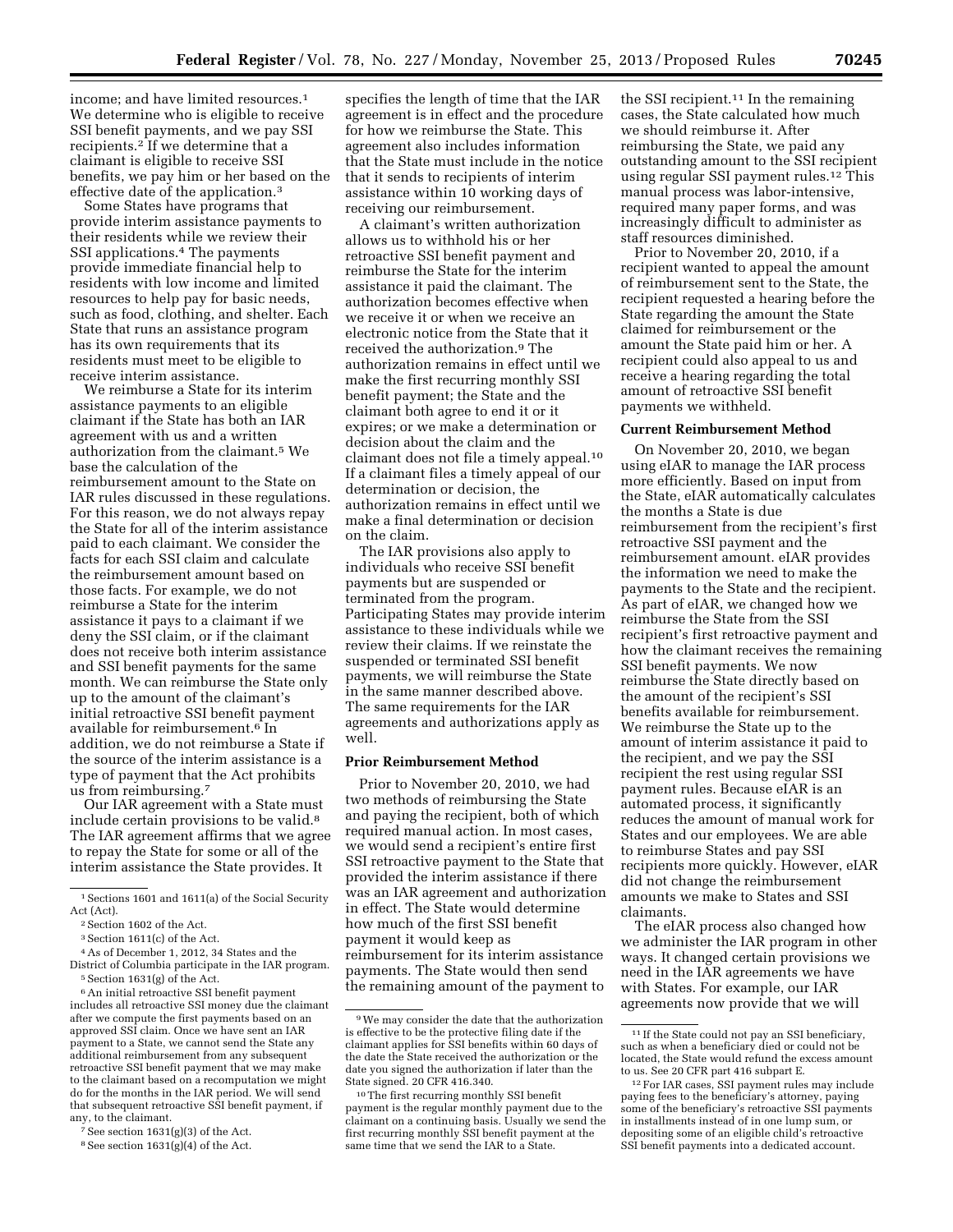income; and have limited resources.[1] We determine who is eligible to receive SSI benefit payments, and we pay SSI recipients.[2] If we determine that a claimant is eligible to receive SSI benefits, we pay him or her based on the effective date of the application.[3]

Some States have programs that provide interim assistance payments to their residents while we review their SSI applications.[4] The payments provide immediate financial help to residents with low income and limited resources to help pay for basic needs, such as food, clothing, and shelter. Each State that runs an assistance program has its own requirements that its residents must meet to be eligible to receive interim assistance.

We reimburse a State for its interim assistance payments to an eligible claimant if the State has both an IAR agreement with us and a written authorization from the claimant.[5] We base the calculation of the reimbursement amount to the State on IAR rules discussed in these regulations. For this reason, we do not always repay the State for all of the interim assistance paid to each claimant. We consider the facts for each SSI claim and calculate the reimbursement amount based on those facts. For example, we do not reimburse a State for the interim assistance it pays to a claimant if we deny the SSI claim, or if the claimant does not receive both interim assistance and SSI benefit payments for the same month. We can reimburse the State only up to the amount of the claimant's initial retroactive SSI benefit payment available for reimbursement.[6] In addition, we do not reimburse a State if the source of the interim assistance is a type of payment that the Act prohibits us from reimbursing.[7]

Our IAR agreement with a State must include certain provisions to be valid.[8] The IAR agreement affirms that we agree to repay the State for some or all of the interim assistance the State provides. It specifies the length of time that the IAR agreement is in effect and the procedure for how we reimburse the State. This agreement also includes information that the State must include in the notice that it sends to recipients of interim assistance within 10 working days of receiving our reimbursement.

A claimant's written authorization allows us to withhold his or her retroactive SSI benefit payment and reimburse the State for the interim assistance it paid the claimant. The authorization becomes effective when we receive it or when we receive an electronic notice from the State that it received the authorization.[9] The authorization remains in effect until we make the first recurring monthly SSI benefit payment; the State and the claimant both agree to end it or it expires; or we make a determination or decision about the claim and the claimant does not file a timely appeal.[10] If a claimant files a timely appeal of our determination or decision, the authorization remains in effect until we make a final determination or decision on the claim.

The IAR provisions also apply to individuals who receive SSI benefit payments but are suspended or terminated from the program. Participating States may provide interim assistance to these individuals while we review their claims. If we reinstate the suspended or terminated SSI benefit payments, we will reimburse the State in the same manner described above. The same requirements for the IAR agreements and authorizations apply as well.

**Prior Reimbursement Method**

Prior to November 20, 2010, we had two methods of reimbursing the State and paying the recipient, both of which required manual action. In most cases, we would send a recipient's entire first SSI retroactive payment to the State that provided the interim assistance if there was an IAR agreement and authorization in effect. The State would determine how much of the first SSI benefit payment it would keep as reimbursement for its interim assistance payments. The State would then send the remaining amount of the payment to the SSI recipient.[11] In the remaining cases, the State calculated how much we should reimburse it. After reimbursing the State, we paid any outstanding amount to the SSI recipient using regular SSI payment rules.[12] This manual process was labor-intensive, required many paper forms, and was increasingly difficult to administer as staff resources diminished.

Prior to November 20, 2010, if a recipient wanted to appeal the amount of reimbursement sent to the State, the recipient requested a hearing before the State regarding the amount the State claimed for reimbursement or the amount the State paid him or her. A recipient could also appeal to us and receive a hearing regarding the total amount of retroactive SSI benefit payments we withheld.

**Current Reimbursement Method**

On November 20, 2010, we began using eIAR to manage the IAR process more efficiently. Based on input from the State, eIAR automatically calculates the months a State is due reimbursement from the recipient's first retroactive SSI payment and the reimbursement amount. eIAR provides the information we need to make the payments to the State and the recipient. As part of eIAR, we changed how we reimburse the State from the SSI recipient's first retroactive payment and how the claimant receives the remaining SSI benefit payments. We now reimburse the State directly based on the amount of the recipient's SSI benefits available for reimbursement. We reimburse the State up to the amount of interim assistance it paid to the recipient, and we pay the SSI recipient the rest using regular SSI payment rules. Because eIAR is an automated process, it significantly reduces the amount of manual work for States and our employees. We are able to reimburse States and pay SSI recipients more quickly. However, eIAR did not change the reimbursement amounts we make to States and SSI claimants.

The eIAR process also changed how we administer the IAR program in other ways. It changed certain provisions we need in the IAR agreements we have with States. For example, our IAR agreements now provide that we will

[1] Sections 1601 and 1611(a) of the Social Security Act (Act).

[2] Section 1602 of the Act.

[3] Section 1611(c) of the Act.

[4] As of December 1, 2012, 34 States and the District of Columbia participate in the IAR program.

[5] Section 1631(g) of the Act.

[6] An initial retroactive SSI benefit payment includes all retroactive SSI money due the claimant after we compute the first payments based on an approved SSI claim. Once we have sent an IAR payment to a State, we cannot send the State any additional reimbursement from any subsequent retroactive SSI benefit payment that we may make to the claimant based on a recomputation we might do for the months in the IAR period. We will send that subsequent retroactive SSI benefit payment, if any, to the claimant.

[7] See section 1631(g)(3) of the Act.

[8] See section 1631(g)(4) of the Act.

[9] We may consider the date that the authorization is effective to be the protective filing date if the claimant applies for SSI benefits within 60 days of the date the State received the authorization or the date you signed the authorization if later than the State signed. 20 CFR 416.340.

[10] The first recurring monthly SSI benefit payment is the regular monthly payment due to the claimant on a continuing basis. Usually we send the first recurring monthly SSI benefit payment at the same time that we send the IAR to a State.

[11] If the State could not pay an SSI beneficiary, such as when a beneficiary died or could not be located, the State would refund the excess amount to us. See 20 CFR part 416 subpart E.

[12] For IAR cases, SSI payment rules may include paying fees to the beneficiary's attorney, paying some of the beneficiary's retroactive SSI payments in installments instead of in one lump sum, or depositing some of an eligible child's retroactive SSI benefit payments into a dedicated account.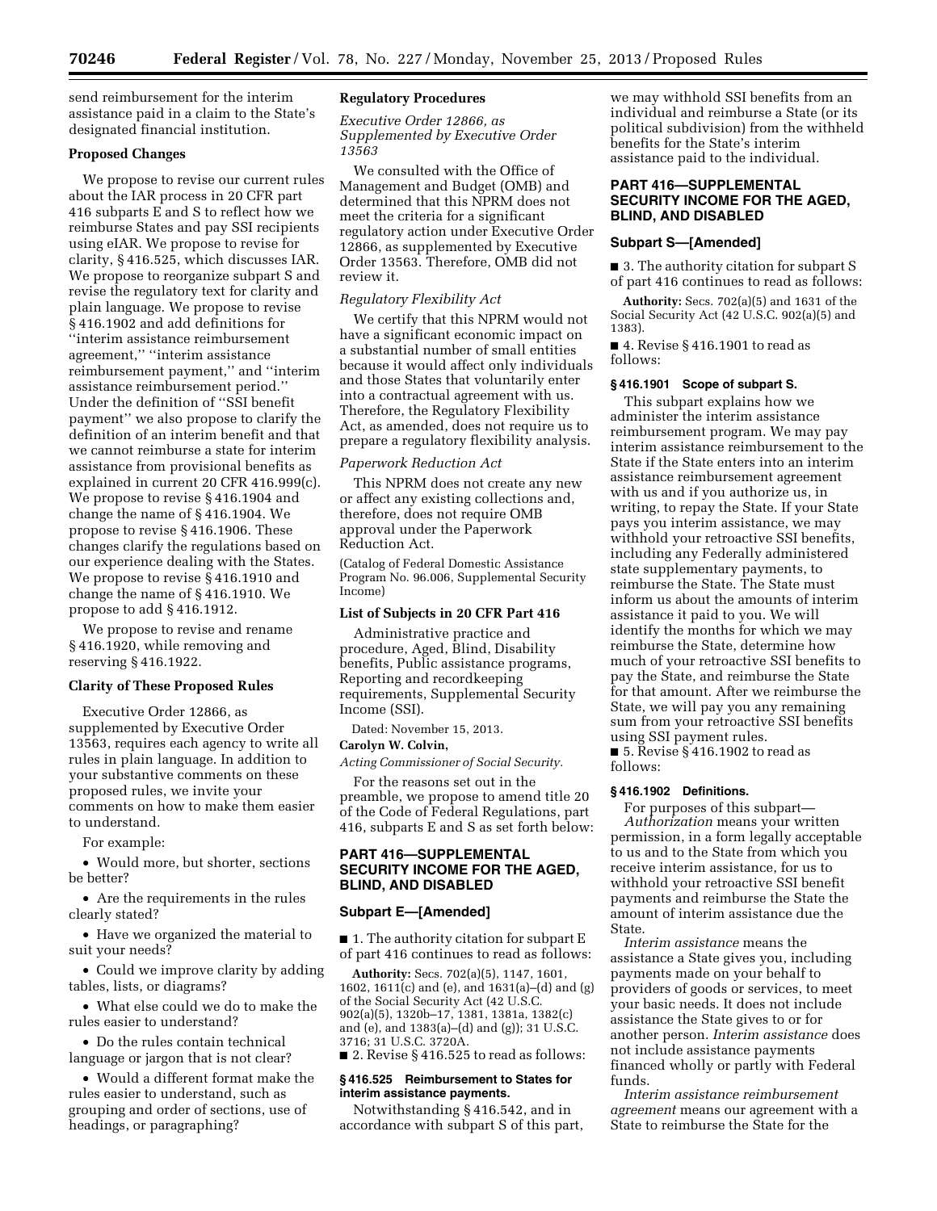send reimbursement for the interim assistance paid in a claim to the State's designated financial institution.

### Proposed Changes

We propose to revise our current rules about the IAR process in 20 CFR part 416 subparts E and S to reflect how we reimburse States and pay SSI recipients using eIAR. We propose to revise for clarity, § 416.525, which discusses IAR. We propose to reorganize subpart S and revise the regulatory text for clarity and plain language. We propose to revise § 416.1902 and add definitions for ''interim assistance reimbursement agreement,'' ''interim assistance reimbursement payment,'' and ''interim assistance reimbursement period.'' Under the definition of ''SSI benefit payment'' we also propose to clarify the definition of an interim benefit and that we cannot reimburse a state for interim assistance from provisional benefits as explained in current 20 CFR 416.999(c). We propose to revise § 416.1904 and change the name of § 416.1904. We propose to revise § 416.1906. These changes clarify the regulations based on our experience dealing with the States. We propose to revise § 416.1910 and change the name of § 416.1910. We propose to add § 416.1912.

We propose to revise and rename § 416.1920, while removing and reserving § 416.1922.

### Clarity of These Proposed Rules

Executive Order 12866, as supplemented by Executive Order 13563, requires each agency to write all rules in plain language. In addition to your substantive comments on these proposed rules, we invite your comments on how to make them easier to understand.

For example:

- Would more, but shorter, sections be better?
- Are the requirements in the rules clearly stated?
- Have we organized the material to suit your needs?
- Could we improve clarity by adding tables, lists, or diagrams?
- What else could we do to make the rules easier to understand?
- Do the rules contain technical language or jargon that is not clear?
- Would a different format make the rules easier to understand, such as grouping and order of sections, use of headings, or paragraphing?

### Regulatory Procedures

*Executive Order 12866, as Supplemented by Executive Order 13563*

We consulted with the Office of Management and Budget (OMB) and determined that this NPRM does not meet the criteria for a significant regulatory action under Executive Order 12866, as supplemented by Executive Order 13563. Therefore, OMB did not review it.

*Regulatory Flexibility Act*

We certify that this NPRM would not have a significant economic impact on a substantial number of small entities because it would affect only individuals and those States that voluntarily enter into a contractual agreement with us. Therefore, the Regulatory Flexibility Act, as amended, does not require us to prepare a regulatory flexibility analysis.

*Paperwork Reduction Act*

This NPRM does not create any new or affect any existing collections and, therefore, does not require OMB approval under the Paperwork Reduction Act.

(Catalog of Federal Domestic Assistance Program No. 96.006, Supplemental Security Income)

### List of Subjects in 20 CFR Part 416

Administrative practice and procedure, Aged, Blind, Disability benefits, Public assistance programs, Reporting and recordkeeping requirements, Supplemental Security Income (SSI).

Dated: November 15, 2013.

**Carolyn W. Colvin,**

*Acting Commissioner of Social Security.*

For the reasons set out in the preamble, we propose to amend title 20 of the Code of Federal Regulations, part 416, subparts E and S as set forth below:

## PART 416—SUPPLEMENTAL SECURITY INCOME FOR THE AGED, BLIND, AND DISABLED

### Subpart E—[Amended]

■ 1. The authority citation for subpart E of part 416 continues to read as follows:

**Authority:** Secs. 702(a)(5), 1147, 1601, 1602, 1611(c) and (e), and 1631(a)–(d) and (g) of the Social Security Act (42 U.S.C. 902(a)(5), 1320b–17, 1381, 1381a, 1382(c) and (e), and 1383(a)–(d) and (g)); 31 U.S.C. 3716; 31 U.S.C. 3720A.

■ 2. Revise § 416.525 to read as follows:

**§ 416.525 Reimbursement to States for interim assistance payments.**

Notwithstanding § 416.542, and in accordance with subpart S of this part, we may withhold SSI benefits from an individual and reimburse a State (or its political subdivision) from the withheld benefits for the State's interim assistance paid to the individual.

## PART 416—SUPPLEMENTAL SECURITY INCOME FOR THE AGED, BLIND, AND DISABLED

### Subpart S—[Amended]

■ 3. The authority citation for subpart S of part 416 continues to read as follows:

**Authority:** Secs. 702(a)(5) and 1631 of the Social Security Act (42 U.S.C. 902(a)(5) and 1383).

■ 4. Revise § 416.1901 to read as follows:

**§ 416.1901 Scope of subpart S.**

This subpart explains how we administer the interim assistance reimbursement program. We may pay interim assistance reimbursement to the State if the State enters into an interim assistance reimbursement agreement with us and if you authorize us, in writing, to repay the State. If your State pays you interim assistance, we may withhold your retroactive SSI benefits, including any Federally administered state supplementary payments, to reimburse the State. The State must inform us about the amounts of interim assistance it paid to you. We will identify the months for which we may reimburse the State, determine how much of your retroactive SSI benefits to pay the State, and reimburse the State for that amount. After we reimburse the State, we will pay you any remaining sum from your retroactive SSI benefits using SSI payment rules.

■ 5. Revise § 416.1902 to read as follows:

**§ 416.1902 Definitions.**

For purposes of this subpart—

*Authorization* means your written permission, in a form legally acceptable to us and to the State from which you receive interim assistance, for us to withhold your retroactive SSI benefit payments and reimburse the State the amount of interim assistance due the State.

*Interim assistance* means the assistance a State gives you, including payments made on your behalf to providers of goods or services, to meet your basic needs. It does not include assistance the State gives to or for another person. *Interim assistance* does not include assistance payments financed wholly or partly with Federal funds.

*Interim assistance reimbursement agreement* means our agreement with a State to reimburse the State for the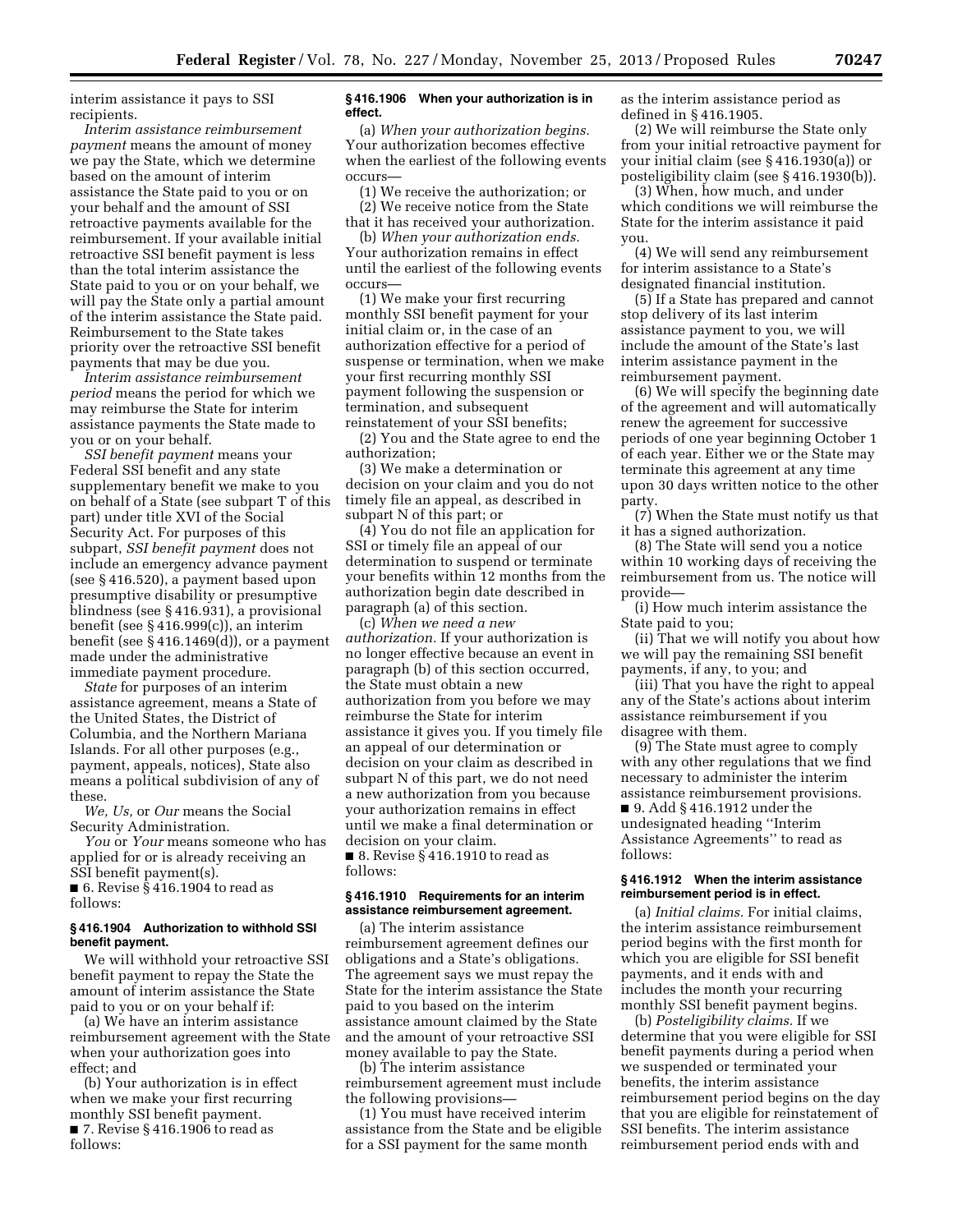interim assistance it pays to SSI recipients.

*Interim assistance reimbursement payment* means the amount of money we pay the State, which we determine based on the amount of interim assistance the State paid to you or on your behalf and the amount of SSI retroactive payments available for the reimbursement. If your available initial retroactive SSI benefit payment is less than the total interim assistance the State paid to you or on your behalf, we will pay the State only a partial amount of the interim assistance the State paid. Reimbursement to the State takes priority over the retroactive SSI benefit payments that may be due you.

*Interim assistance reimbursement period* means the period for which we may reimburse the State for interim assistance payments the State made to you or on your behalf.

*SSI benefit payment* means your Federal SSI benefit and any state supplementary benefit we make to you on behalf of a State (see subpart T of this part) under title XVI of the Social Security Act. For purposes of this subpart, *SSI benefit payment* does not include an emergency advance payment (see § 416.520), a payment based upon presumptive disability or presumptive blindness (see § 416.931), a provisional benefit (see § 416.999(c)), an interim benefit (see § 416.1469(d)), or a payment made under the administrative immediate payment procedure.

*State* for purposes of an interim assistance agreement, means a State of the United States, the District of Columbia, and the Northern Mariana Islands. For all other purposes (e.g., payment, appeals, notices), State also means a political subdivision of any of these.

*We, Us,* or *Our* means the Social Security Administration.

*You* or *Your* means someone who has applied for or is already receiving an SSI benefit payment(s).

■ 6. Revise § 416.1904 to read as follows:

### § 416.1904 Authorization to withhold SSI benefit payment.

We will withhold your retroactive SSI benefit payment to repay the State the amount of interim assistance the State paid to you or on your behalf if:

(a) We have an interim assistance reimbursement agreement with the State when your authorization goes into effect; and

(b) Your authorization is in effect when we make your first recurring monthly SSI benefit payment.

■ 7. Revise § 416.1906 to read as follows:

### § 416.1906 When your authorization is in effect.

(a) *When your authorization begins.* Your authorization becomes effective when the earliest of the following events occurs—

(1) We receive the authorization; or

(2) We receive notice from the State that it has received your authorization.

(b) *When your authorization ends.* Your authorization remains in effect until the earliest of the following events occurs—

(1) We make your first recurring monthly SSI benefit payment for your initial claim or, in the case of an authorization effective for a period of suspense or termination, when we make your first recurring monthly SSI payment following the suspension or termination, and subsequent reinstatement of your SSI benefits;

(2) You and the State agree to end the authorization;

(3) We make a determination or decision on your claim and you do not timely file an appeal, as described in subpart N of this part; or

(4) You do not file an application for SSI or timely file an appeal of our determination to suspend or terminate your benefits within 12 months from the authorization begin date described in paragraph (a) of this section.

(c) *When we need a new authorization.* If your authorization is no longer effective because an event in paragraph (b) of this section occurred, the State must obtain a new authorization from you before we may reimburse the State for interim assistance it gives you. If you timely file an appeal of our determination or decision on your claim as described in subpart N of this part, we do not need a new authorization from you because your authorization remains in effect until we make a final determination or decision on your claim.

■ 8. Revise § 416.1910 to read as follows:

### § 416.1910 Requirements for an interim assistance reimbursement agreement.

(a) The interim assistance reimbursement agreement defines our obligations and a State's obligations. The agreement says we must repay the State for the interim assistance the State paid to you based on the interim assistance amount claimed by the State and the amount of your retroactive SSI money available to pay the State.

(b) The interim assistance reimbursement agreement must include the following provisions—

(1) You must have received interim assistance from the State and be eligible for a SSI payment for the same month as the interim assistance period as defined in § 416.1905.

(2) We will reimburse the State only from your initial retroactive payment for your initial claim (see § 416.1930(a)) or posteligibility claim (see § 416.1930(b)).

(3) When, how much, and under which conditions we will reimburse the State for the interim assistance it paid you.

(4) We will send any reimbursement for interim assistance to a State's designated financial institution.

(5) If a State has prepared and cannot stop delivery of its last interim assistance payment to you, we will include the amount of the State's last interim assistance payment in the reimbursement payment.

(6) We will specify the beginning date of the agreement and will automatically renew the agreement for successive periods of one year beginning October 1 of each year. Either we or the State may terminate this agreement at any time upon 30 days written notice to the other party.

(7) When the State must notify us that it has a signed authorization.

(8) The State will send you a notice within 10 working days of receiving the reimbursement from us. The notice will provide—

(i) How much interim assistance the State paid to you;

(ii) That we will notify you about how we will pay the remaining SSI benefit payments, if any, to you; and

(iii) That you have the right to appeal any of the State's actions about interim assistance reimbursement if you disagree with them.

(9) The State must agree to comply with any other regulations that we find necessary to administer the interim assistance reimbursement provisions.

■ 9. Add § 416.1912 under the undesignated heading "Interim Assistance Agreements" to read as follows:

### § 416.1912 When the interim assistance reimbursement period is in effect.

(a) *Initial claims.* For initial claims, the interim assistance reimbursement period begins with the first month for which you are eligible for SSI benefit payments, and it ends with and includes the month your recurring monthly SSI benefit payment begins.

(b) *Posteligibility claims.* If we determine that you were eligible for SSI benefit payments during a period when we suspended or terminated your benefits, the interim assistance reimbursement period begins on the day that you are eligible for reinstatement of SSI benefits. The interim assistance reimbursement period ends with and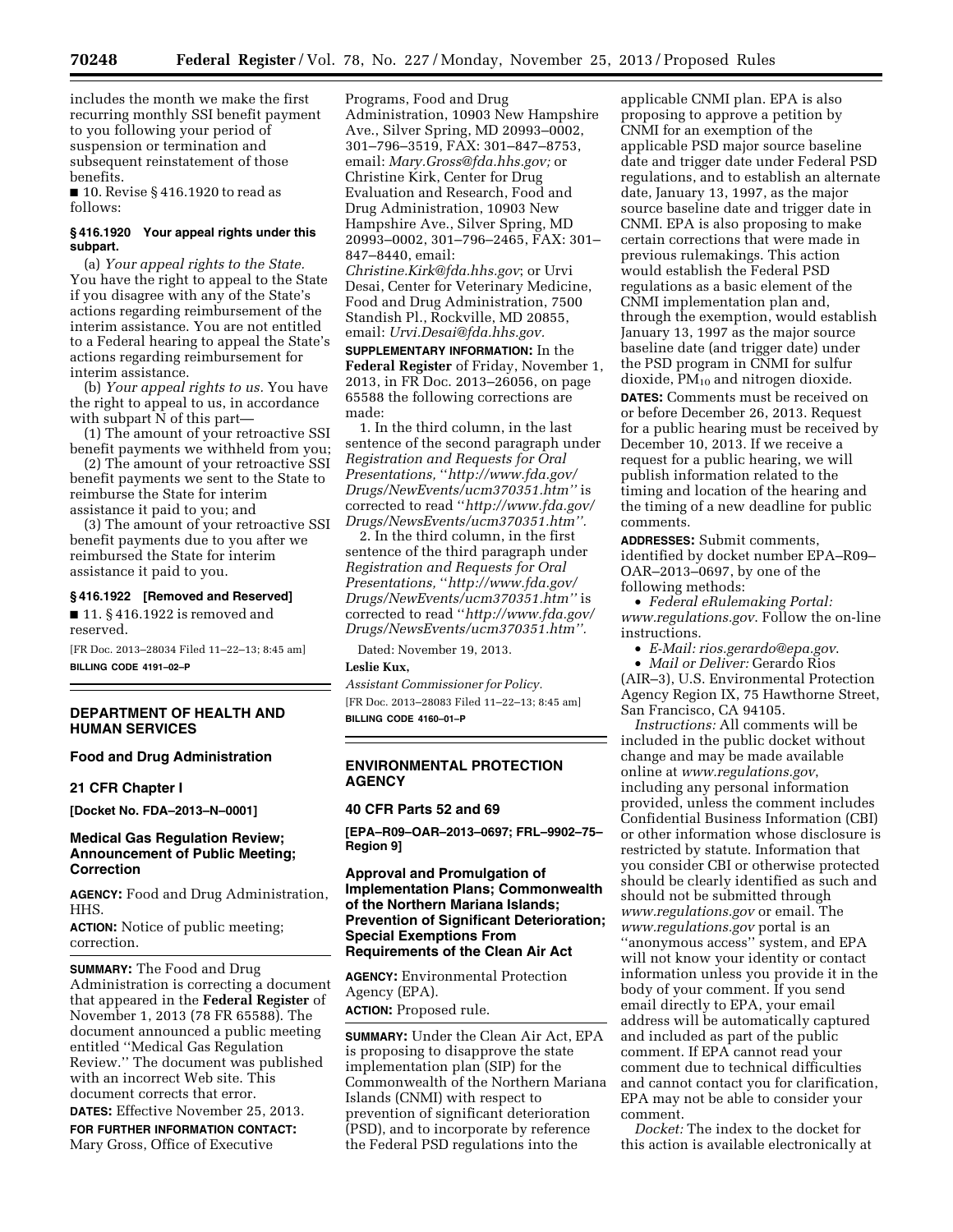includes the month we make the first recurring monthly SSI benefit payment to you following your period of suspension or termination and subsequent reinstatement of those benefits.

■ 10. Revise § 416.1920 to read as follows:

**§ 416.1920 Your appeal rights under this subpart.**

(a) *Your appeal rights to the State.* You have the right to appeal to the State if you disagree with any of the State's actions regarding reimbursement of the interim assistance. You are not entitled to a Federal hearing to appeal the State's actions regarding reimbursement for interim assistance.

(b) *Your appeal rights to us.* You have the right to appeal to us, in accordance with subpart N of this part—

(1) The amount of your retroactive SSI benefit payments we withheld from you;

(2) The amount of your retroactive SSI benefit payments we sent to the State to reimburse the State for interim assistance it paid to you; and

(3) The amount of your retroactive SSI benefit payments due to you after we reimbursed the State for interim assistance it paid to you.

**§ 416.1922 [Removed and Reserved]**

■ 11. § 416.1922 is removed and reserved.

[FR Doc. 2013–28034 Filed 11–22–13; 8:45 am]

**BILLING CODE 4191–02–P**

## DEPARTMENT OF HEALTH AND HUMAN SERVICES

### Food and Drug Administration

### 21 CFR Chapter I

**[Docket No. FDA–2013–N–0001]**

### Medical Gas Regulation Review; Announcement of Public Meeting; Correction

**AGENCY:** Food and Drug Administration, HHS.

**ACTION:** Notice of public meeting; correction.

**SUMMARY:** The Food and Drug Administration is correcting a document that appeared in the **Federal Register** of November 1, 2013 (78 FR 65588). The document announced a public meeting entitled ''Medical Gas Regulation Review.'' The document was published with an incorrect Web site. This document corrects that error.

**DATES:** Effective November 25, 2013.

**FOR FURTHER INFORMATION CONTACT:** Mary Gross, Office of Executive Programs, Food and Drug Administration, 10903 New Hampshire Ave., Silver Spring, MD 20993–0002, 301–796–3519, FAX: 301–847–8753, email: *Mary.Gross@fda.hhs.gov;* or Christine Kirk, Center for Drug Evaluation and Research, Food and Drug Administration, 10903 New Hampshire Ave., Silver Spring, MD 20993–0002, 301–796–2465, FAX: 301–847–8440, email: *Christine.Kirk@fda.hhs.gov*; or Urvi Desai, Center for Veterinary Medicine, Food and Drug Administration, 7500 Standish Pl., Rockville, MD 20855, email: *Urvi.Desai@fda.hhs.gov.*

**SUPPLEMENTARY INFORMATION:** In the **Federal Register** of Friday, November 1, 2013, in FR Doc. 2013–26056, on page 65588 the following corrections are made:

1. In the third column, in the last sentence of the second paragraph under *Registration and Requests for Oral Presentations,* ''*http://www.fda.gov/Drugs/NewEvents/ucm370351.htm''* is corrected to read ''*http://www.fda.gov/Drugs/NewsEvents/ucm370351.htm''.*

2. In the third column, in the first sentence of the third paragraph under *Registration and Requests for Oral Presentations,* ''*http://www.fda.gov/Drugs/NewEvents/ucm370351.htm''* is corrected to read ''*http://www.fda.gov/Drugs/NewsEvents/ucm370351.htm''.*

Dated: November 19, 2013.

**Leslie Kux,**

*Assistant Commissioner for Policy.*

[FR Doc. 2013–28083 Filed 11–22–13; 8:45 am]

**BILLING CODE 4160–01–P**

## ENVIRONMENTAL PROTECTION AGENCY

### 40 CFR Parts 52 and 69

**[EPA–R09–OAR–2013–0697; FRL–9902–75–Region 9]**

### Approval and Promulgation of Implementation Plans; Commonwealth of the Northern Mariana Islands; Prevention of Significant Deterioration; Special Exemptions From Requirements of the Clean Air Act

**AGENCY:** Environmental Protection Agency (EPA).

**ACTION:** Proposed rule.

**SUMMARY:** Under the Clean Air Act, EPA is proposing to disapprove the state implementation plan (SIP) for the Commonwealth of the Northern Mariana Islands (CNMI) with respect to prevention of significant deterioration (PSD), and to incorporate by reference the Federal PSD regulations into the applicable CNMI plan. EPA is also proposing to approve a petition by CNMI for an exemption of the applicable PSD major source baseline date and trigger date under Federal PSD regulations, and to establish an alternate date, January 13, 1997, as the major source baseline date and trigger date in CNMI. EPA is also proposing to make certain corrections that were made in previous rulemakings. This action would establish the Federal PSD regulations as a basic element of the CNMI implementation plan and, through the exemption, would establish January 13, 1997 as the major source baseline date (and trigger date) under the PSD program in CNMI for sulfur dioxide, $PM_{10}$ and nitrogen dioxide.

**DATES:** Comments must be received on or before December 26, 2013. Request for a public hearing must be received by December 10, 2013. If we receive a request for a public hearing, we will publish information related to the timing and location of the hearing and the timing of a new deadline for public comments.

**ADDRESSES:** Submit comments, identified by docket number EPA–R09–OAR–2013–0697, by one of the following methods:

- *Federal eRulemaking Portal: www.regulations.gov*. Follow the on-line instructions.
- *E-Mail: rios.gerardo@epa.gov*.
- *Mail or Deliver:* Gerardo Rios (AIR–3), U.S. Environmental Protection Agency Region IX, 75 Hawthorne Street, San Francisco, CA 94105.

*Instructions:* All comments will be included in the public docket without change and may be made available online at *www.regulations.gov*, including any personal information provided, unless the comment includes Confidential Business Information (CBI) or other information whose disclosure is restricted by statute. Information that you consider CBI or otherwise protected should be clearly identified as such and should not be submitted through *www.regulations.gov* or email. The *www.regulations.gov* portal is an ''anonymous access'' system, and EPA will not know your identity or contact information unless you provide it in the body of your comment. If you send email directly to EPA, your email address will be automatically captured and included as part of the public comment. If EPA cannot read your comment due to technical difficulties and cannot contact you for clarification, EPA may not be able to consider your comment.

*Docket:* The index to the docket for this action is available electronically at